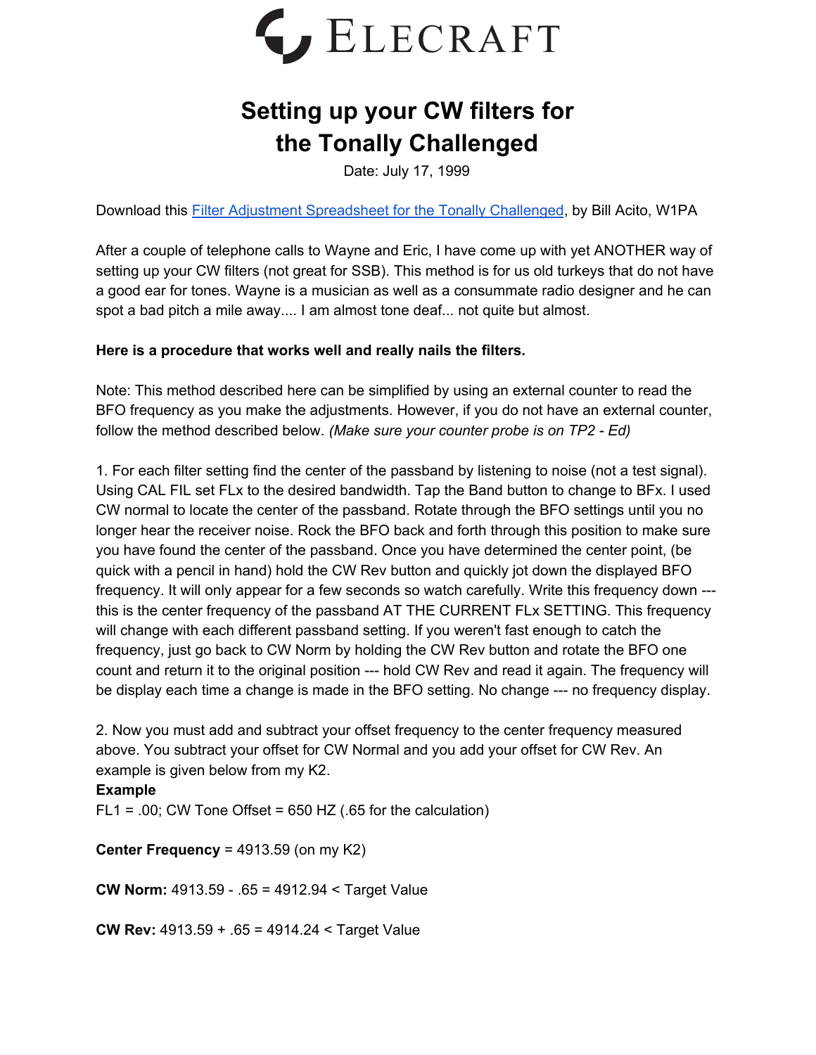# ELECRAFT

# Setting up your CW filters for the Tonally Challenged

Date: July 17, 1999

Download this [Filter Adjustment Spreadsheet for the Tonally Challenged](), by Bill Acito, W1PA

After a couple of telephone calls to Wayne and Eric, I have come up with yet ANOTHER way of setting up your CW filters (not great for SSB). This method is for us old turkeys that do not have a good ear for tones. Wayne is a musician as well as a consummate radio designer and he can spot a bad pitch a mile away.... I am almost tone deaf... not quite but almost.

**Here is a procedure that works well and really nails the filters.**

Note: This method described here can be simplified by using an external counter to read the BFO frequency as you make the adjustments. However, if you do not have an external counter, follow the method described below. *(Make sure your counter probe is on TP2 - Ed)*

1. For each filter setting find the center of the passband by listening to noise (not a test signal). Using CAL FIL set FLx to the desired bandwidth. Tap the Band button to change to BFx. I used CW normal to locate the center of the passband. Rotate through the BFO settings until you no longer hear the receiver noise. Rock the BFO back and forth through this position to make sure you have found the center of the passband. Once you have determined the center point, (be quick with a pencil in hand) hold the CW Rev button and quickly jot down the displayed BFO frequency. It will only appear for a few seconds so watch carefully. Write this frequency down --- this is the center frequency of the passband AT THE CURRENT FLx SETTING. This frequency will change with each different passband setting. If you weren't fast enough to catch the frequency, just go back to CW Norm by holding the CW Rev button and rotate the BFO one count and return it to the original position --- hold CW Rev and read it again. The frequency will be display each time a change is made in the BFO setting. No change --- no frequency display.

2. Now you must add and subtract your offset frequency to the center frequency measured above. You subtract your offset for CW Normal and you add your offset for CW Rev. An example is given below from my K2.

**Example**

FL1 = .00; CW Tone Offset = 650 HZ (.65 for the calculation)

**Center Frequency** = 4913.59 (on my K2)

**CW Norm:** 4913.59 - .65 = 4912.94 < Target Value

**CW Rev:** 4913.59 + .65 = 4914.24 < Target Value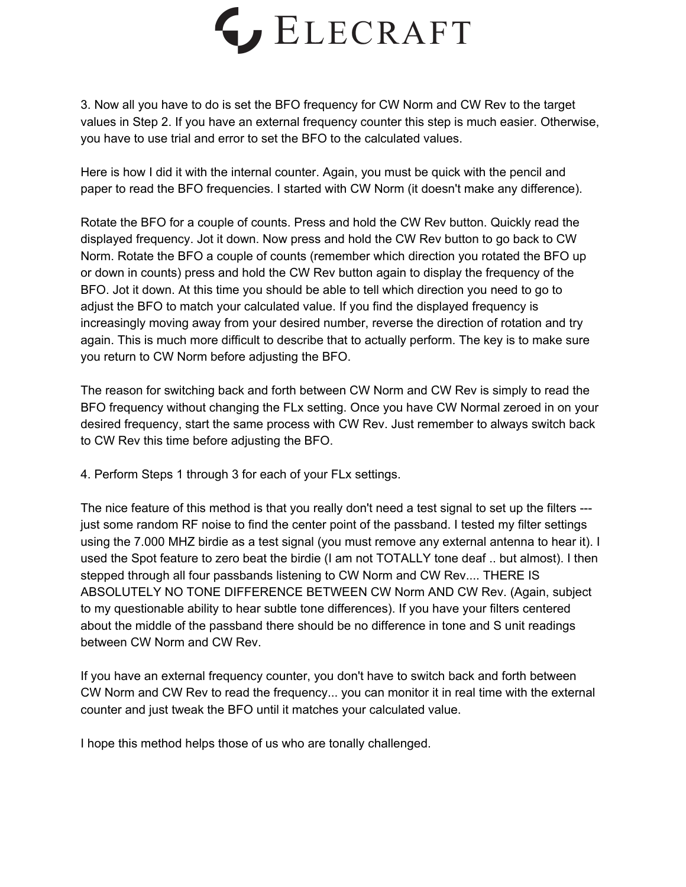3. Now all you have to do is set the BFO frequency for CW Norm and CW Rev to the target values in Step 2. If you have an external frequency counter this step is much easier. Otherwise, you have to use trial and error to set the BFO to the calculated values.

Here is how I did it with the internal counter. Again, you must be quick with the pencil and paper to read the BFO frequencies. I started with CW Norm (it doesn't make any difference).

Rotate the BFO for a couple of counts. Press and hold the CW Rev button. Quickly read the displayed frequency. Jot it down. Now press and hold the CW Rev button to go back to CW Norm. Rotate the BFO a couple of counts (remember which direction you rotated the BFO up or down in counts) press and hold the CW Rev button again to display the frequency of the BFO. Jot it down. At this time you should be able to tell which direction you need to go to adjust the BFO to match your calculated value. If you find the displayed frequency is increasingly moving away from your desired number, reverse the direction of rotation and try again. This is much more difficult to describe that to actually perform. The key is to make sure you return to CW Norm before adjusting the BFO.

The reason for switching back and forth between CW Norm and CW Rev is simply to read the BFO frequency without changing the FLx setting. Once you have CW Normal zeroed in on your desired frequency, start the same process with CW Rev. Just remember to always switch back to CW Rev this time before adjusting the BFO.

4. Perform Steps 1 through 3 for each of your FLx settings.

The nice feature of this method is that you really don't need a test signal to set up the filters --- just some random RF noise to find the center point of the passband. I tested my filter settings using the 7.000 MHZ birdie as a test signal (you must remove any external antenna to hear it). I used the Spot feature to zero beat the birdie (I am not TOTALLY tone deaf .. but almost). I then stepped through all four passbands listening to CW Norm and CW Rev.... THERE IS ABSOLUTELY NO TONE DIFFERENCE BETWEEN CW Norm AND CW Rev. (Again, subject to my questionable ability to hear subtle tone differences). If you have your filters centered about the middle of the passband there should be no difference in tone and S unit readings between CW Norm and CW Rev.

If you have an external frequency counter, you don't have to switch back and forth between CW Norm and CW Rev to read the frequency... you can monitor it in real time with the external counter and just tweak the BFO until it matches your calculated value.

I hope this method helps those of us who are tonally challenged.